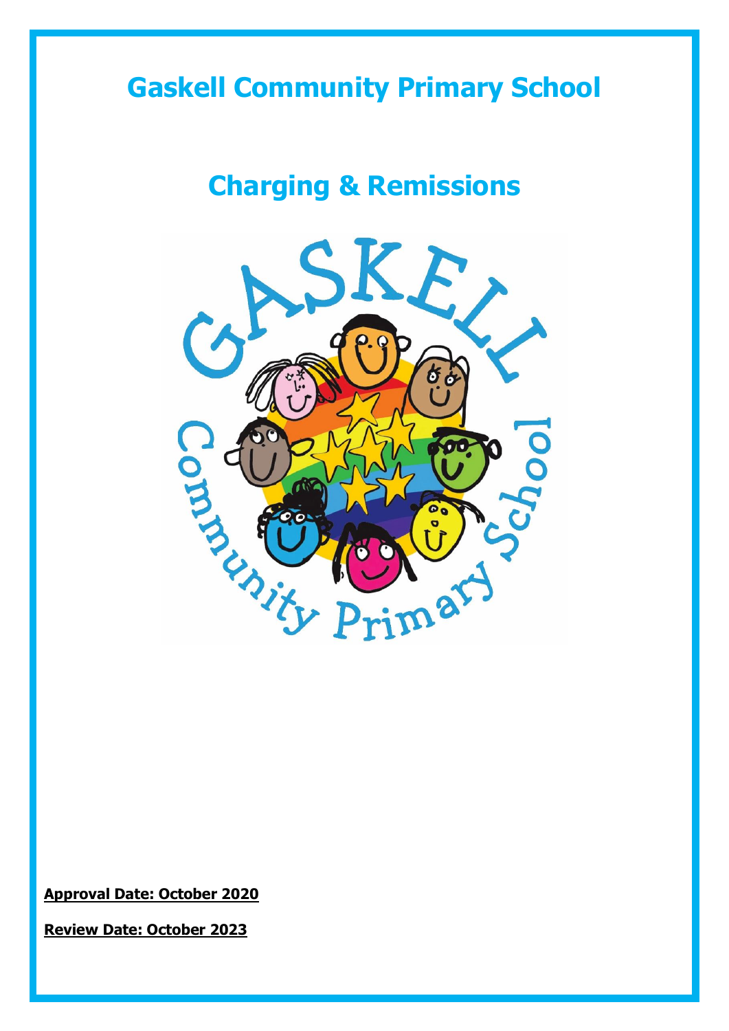# Gaskell Community Primary School

## Charging & Remissions

**Approval Date: October 2020**

**Review Date: October 2023**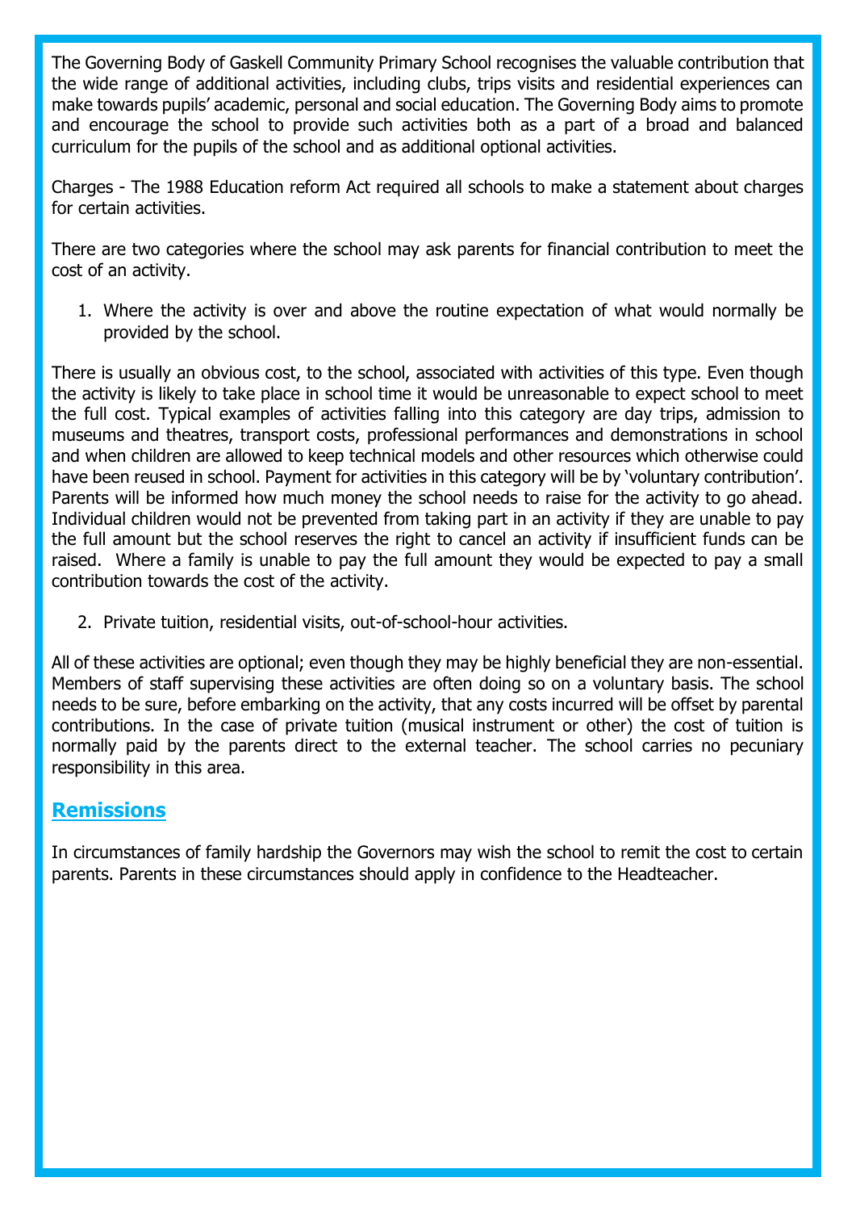The Governing Body of Gaskell Community Primary School recognises the valuable contribution that the wide range of additional activities, including clubs, trips visits and residential experiences can make towards pupils' academic, personal and social education. The Governing Body aims to promote and encourage the school to provide such activities both as a part of a broad and balanced curriculum for the pupils of the school and as additional optional activities.

Charges - The 1988 Education reform Act required all schools to make a statement about charges for certain activities.

There are two categories where the school may ask parents for financial contribution to meet the cost of an activity.

1. Where the activity is over and above the routine expectation of what would normally be provided by the school.

There is usually an obvious cost, to the school, associated with activities of this type. Even though the activity is likely to take place in school time it would be unreasonable to expect school to meet the full cost. Typical examples of activities falling into this category are day trips, admission to museums and theatres, transport costs, professional performances and demonstrations in school and when children are allowed to keep technical models and other resources which otherwise could have been reused in school. Payment for activities in this category will be by 'voluntary contribution'. Parents will be informed how much money the school needs to raise for the activity to go ahead. Individual children would not be prevented from taking part in an activity if they are unable to pay the full amount but the school reserves the right to cancel an activity if insufficient funds can be raised. Where a family is unable to pay the full amount they would be expected to pay a small contribution towards the cost of the activity.

2. Private tuition, residential visits, out-of-school-hour activities.

All of these activities are optional; even though they may be highly beneficial they are non-essential. Members of staff supervising these activities are often doing so on a voluntary basis. The school needs to be sure, before embarking on the activity, that any costs incurred will be offset by parental contributions. In the case of private tuition (musical instrument or other) the cost of tuition is normally paid by the parents direct to the external teacher. The school carries no pecuniary responsibility in this area.

## Remissions

In circumstances of family hardship the Governors may wish the school to remit the cost to certain parents. Parents in these circumstances should apply in confidence to the Headteacher.